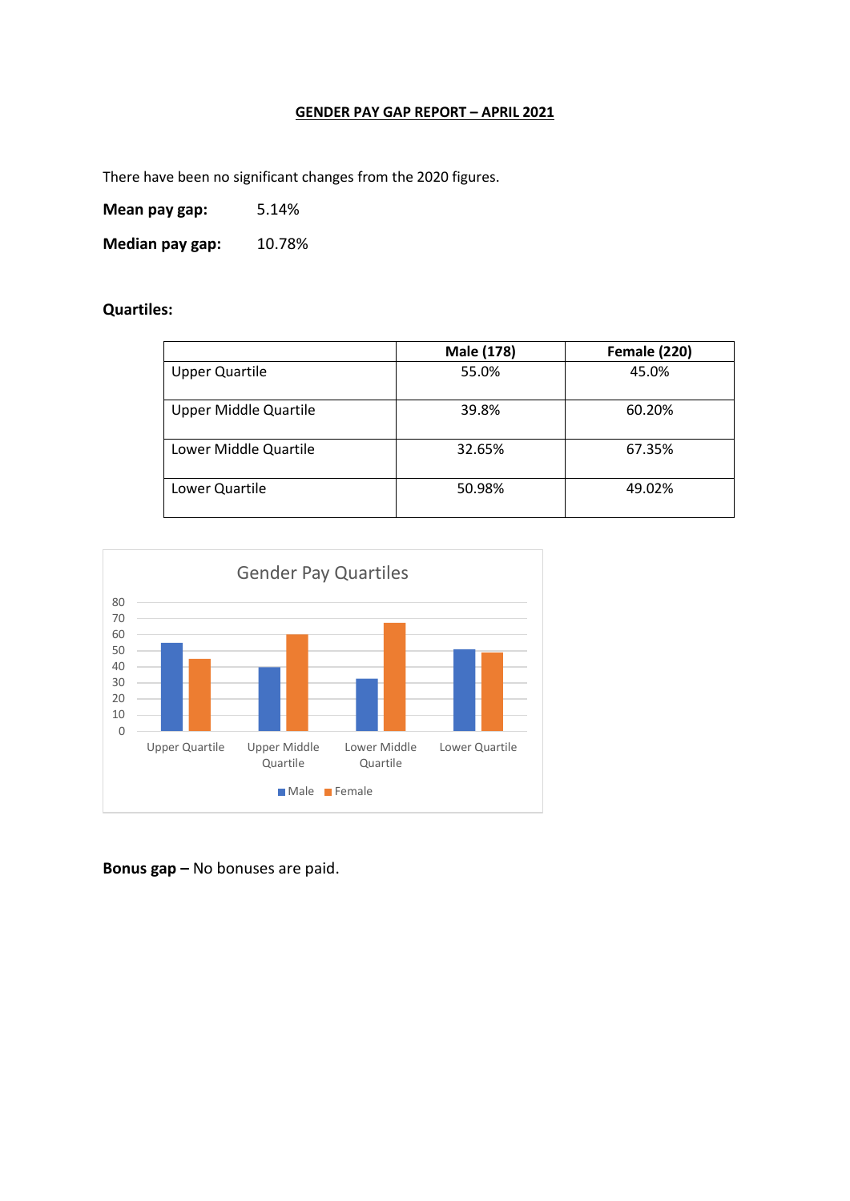# GENDER PAY GAP REPORT – APRIL 2021

There have been no significant changes from the 2020 figures.

**Mean pay gap:** 5.14%

**Median pay gap:** 10.78%

**Quartiles:**

| | Male (178) | Female (220) |
|---|---|---|
| Upper Quartile | 55.0% | 45.0% |
| Upper Middle Quartile | 39.8% | 60.20% |
| Lower Middle Quartile | 32.65% | 67.35% |
| Lower Quartile | 50.98% | 49.02% |

**Bonus gap –** No bonuses are paid.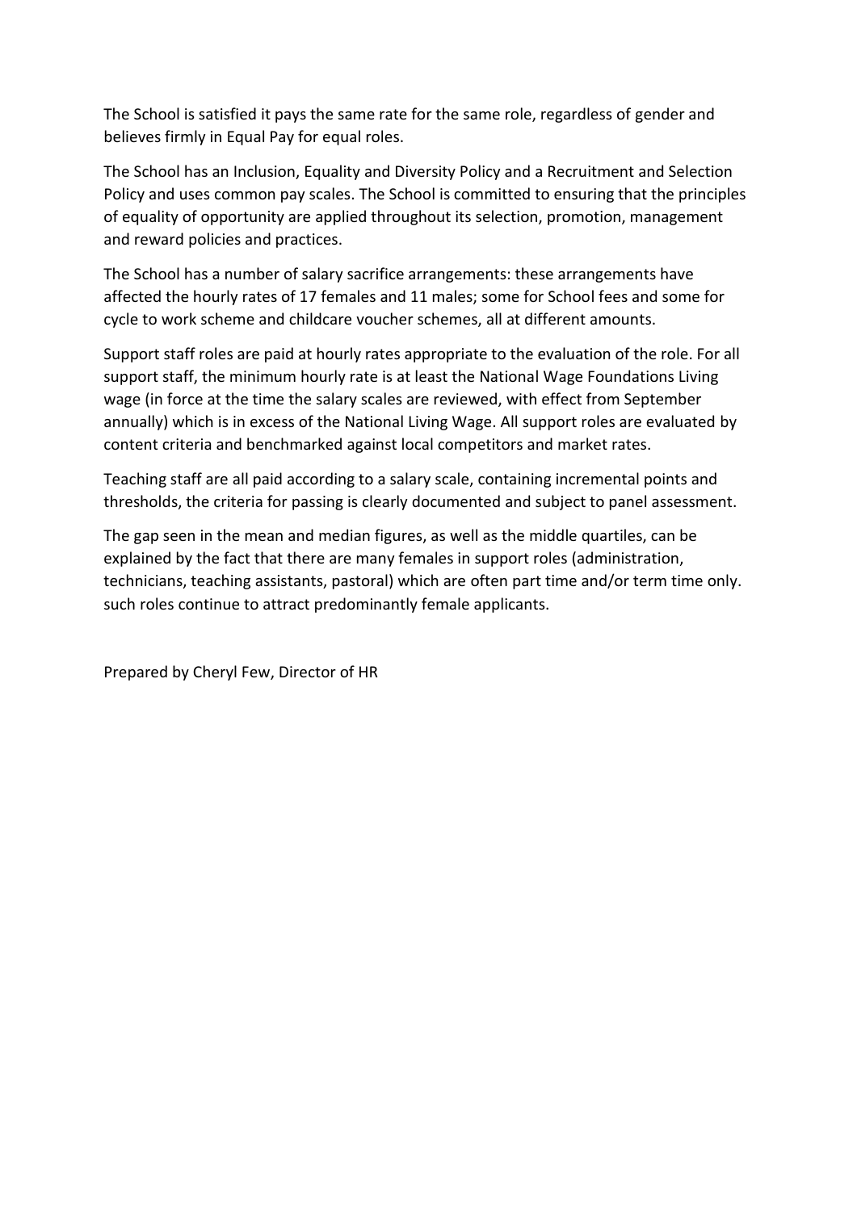The School is satisfied it pays the same rate for the same role, regardless of gender and believes firmly in Equal Pay for equal roles.

The School has an Inclusion, Equality and Diversity Policy and a Recruitment and Selection Policy and uses common pay scales. The School is committed to ensuring that the principles of equality of opportunity are applied throughout its selection, promotion, management and reward policies and practices.

The School has a number of salary sacrifice arrangements: these arrangements have affected the hourly rates of 17 females and 11 males; some for School fees and some for cycle to work scheme and childcare voucher schemes, all at different amounts.

Support staff roles are paid at hourly rates appropriate to the evaluation of the role. For all support staff, the minimum hourly rate is at least the National Wage Foundations Living wage (in force at the time the salary scales are reviewed, with effect from September annually) which is in excess of the National Living Wage. All support roles are evaluated by content criteria and benchmarked against local competitors and market rates.

Teaching staff are all paid according to a salary scale, containing incremental points and thresholds, the criteria for passing is clearly documented and subject to panel assessment.

The gap seen in the mean and median figures, as well as the middle quartiles, can be explained by the fact that there are many females in support roles (administration, technicians, teaching assistants, pastoral) which are often part time and/or term time only. such roles continue to attract predominantly female applicants.

Prepared by Cheryl Few, Director of HR